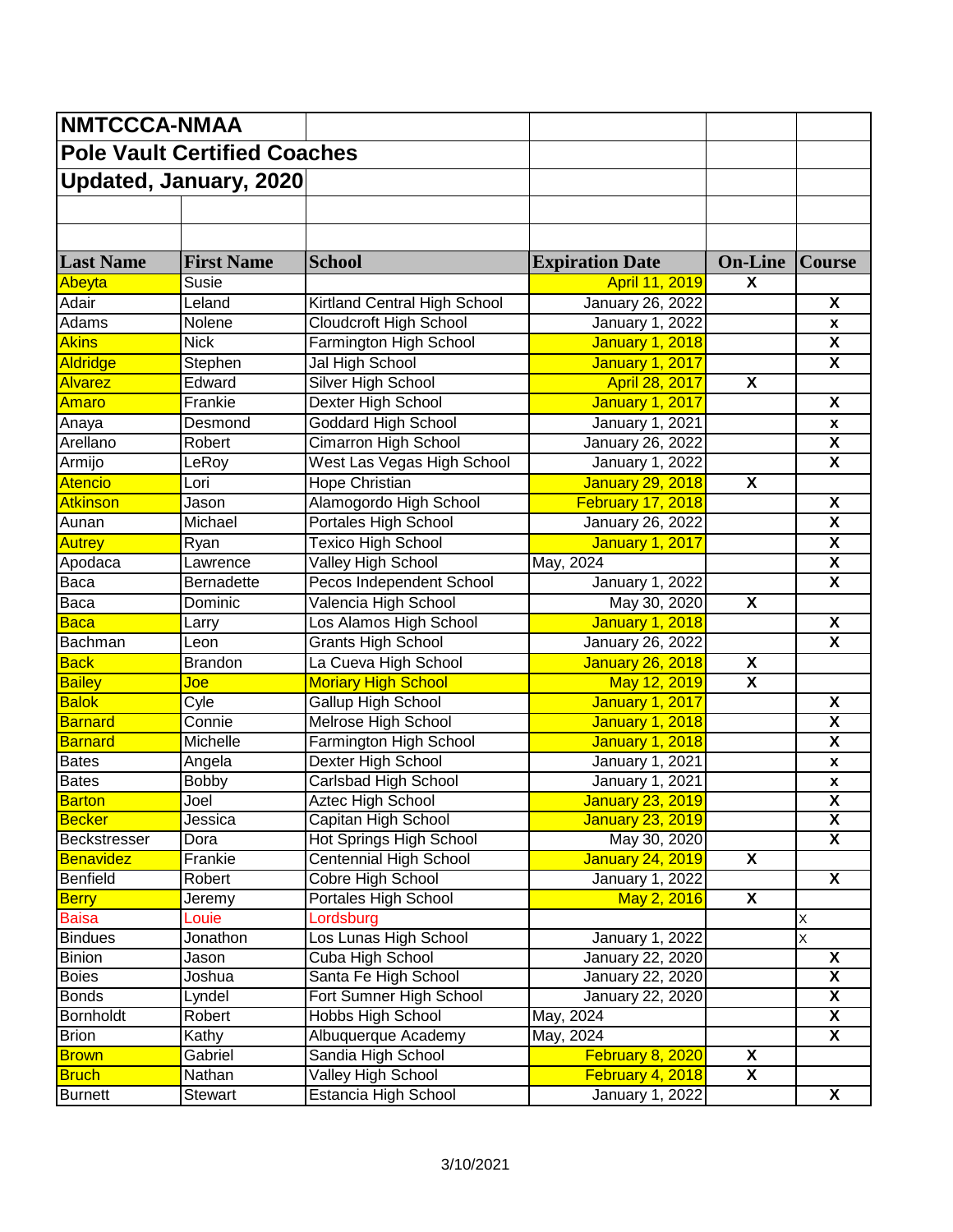# NMTCCCA-NMAA

## Pole Vault Certified Coaches

## Updated, January, 2020

| Last Name | First Name | School | Expiration Date | On-Line | Course |
|---|---|---|---|---|---|
| Abeyta | Susie | | April 11, 2019 | X | |
| Adair | Leland | Kirtland Central High School | January 26, 2022 | | X |
| Adams | Nolene | Cloudcroft High School | January 1, 2022 | | x |
| Akins | Nick | Farmington High School | January 1, 2018 | | X |
| Aldridge | Stephen | Jal High School | January 1, 2017 | | X |
| Alvarez | Edward | Silver High School | April 28, 2017 | X | |
| Amaro | Frankie | Dexter High School | January 1, 2017 | | X |
| Anaya | Desmond | Goddard High School | January 1, 2021 | | x |
| Arellano | Robert | Cimarron High School | January 26, 2022 | | X |
| Armijo | LeRoy | West Las Vegas High School | January 1, 2022 | | X |
| Atencio | Lori | Hope Christian | January 29, 2018 | X | |
| Atkinson | Jason | Alamogordo High School | February 17, 2018 | | X |
| Aunan | Michael | Portales High School | January 26, 2022 | | X |
| Autrey | Ryan | Texico High School | January 1, 2017 | | X |
| Apodaca | Lawrence | Valley High School | May, 2024 | | X |
| Baca | Bernadette | Pecos Independent School | January 1, 2022 | | X |
| Baca | Dominic | Valencia High School | May 30, 2020 | X | |
| Baca | Larry | Los Alamos High School | January 1, 2018 | | X |
| Bachman | Leon | Grants High School | January 26, 2022 | | X |
| Back | Brandon | La Cueva High School | January 26, 2018 | X | |
| Bailey | Joe | Moriary High School | May 12, 2019 | X | |
| Balok | Cyle | Gallup High School | January 1, 2017 | | X |
| Barnard | Connie | Melrose High School | January 1, 2018 | | X |
| Barnard | Michelle | Farmington High School | January 1, 2018 | | X |
| Bates | Angela | Dexter High School | January 1, 2021 | | x |
| Bates | Bobby | Carlsbad High School | January 1, 2021 | | x |
| Barton | Joel | Aztec High School | January 23, 2019 | | X |
| Becker | Jessica | Capitan High School | January 23, 2019 | | X |
| Beckstresser | Dora | Hot Springs High School | May 30, 2020 | | X |
| Benavidez | Frankie | Centennial High School | January 24, 2019 | X | |
| Benfield | Robert | Cobre High School | January 1, 2022 | | X |
| Berry | Jeremy | Portales High School | May 2, 2016 | X | |
| Baisa | Louie | Lordsburg | | | x |
| Bindues | Jonathon | Los Lunas High School | January 1, 2022 | | x |
| Binion | Jason | Cuba High School | January 22, 2020 | | X |
| Boies | Joshua | Santa Fe High School | January 22, 2020 | | X |
| Bonds | Lyndel | Fort Sumner High School | January 22, 2020 | | X |
| Bornholdt | Robert | Hobbs High School | May, 2024 | | X |
| Brion | Kathy | Albuquerque Academy | May, 2024 | | X |
| Brown | Gabriel | Sandia High School | February 8, 2020 | X | |
| Bruch | Nathan | Valley High School | February 4, 2018 | X | |
| Burnett | Stewart | Estancia High School | January 1, 2022 | | X |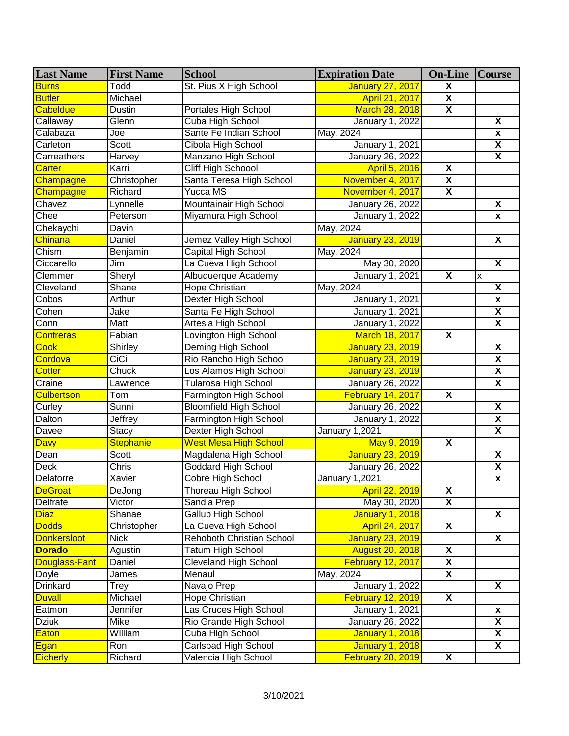| Last Name | First Name | School | Expiration Date | On-Line | Course |
|---|---|---|---|---|---|
| Burns | Todd | St. Pius X High School | January 27, 2017 | X | |
| Butler | Michael | | April 21, 2017 | X | |
| Cabeldue | Dustin | Portales High School | March 28, 2018 | X | |
| Callaway | Glenn | Cuba High School | January 1, 2022 | | X |
| Calabaza | Joe | Sante Fe Indian School | May, 2024 | | x |
| Carleton | Scott | Cibola High School | January 1, 2021 | | X |
| Carreathers | Harvey | Manzano High School | January 26, 2022 | | X |
| Carter | Karri | Cliff High Schoool | April 5, 2016 | X | |
| Champagne | Christopher | Santa Teresa High School | November 4, 2017 | X | |
| Champagne | Richard | Yucca MS | November 4, 2017 | X | |
| Chavez | Lynnelle | Mountainair High School | January 26, 2022 | | X |
| Chee | Peterson | Miyamura High School | January 1, 2022 | | x |
| Chekaychi | Davin | | May, 2024 | | |
| Chinana | Daniel | Jemez Valley High School | January 23, 2019 | | X |
| Chism | Benjamin | Capital High School | May, 2024 | | |
| Ciccarello | Jim | La Cueva High School | May 30, 2020 | | X |
| Clemmer | Sheryl | Albuquerque Academy | January 1, 2021 | X | x |
| Cleveland | Shane | Hope Christian | May, 2024 | | X |
| Cobos | Arthur | Dexter High School | January 1, 2021 | | x |
| Cohen | Jake | Santa Fe High School | January 1, 2021 | | X |
| Conn | Matt | Artesia High School | January 1, 2022 | | X |
| Contreras | Fabian | Lovington High School | March 18, 2017 | X | |
| Cook | Shirley | Deming High School | January 23, 2019 | | X |
| Cordova | CiCi | Rio Rancho High School | January 23, 2019 | | X |
| Cotter | Chuck | Los Alamos High School | January 23, 2019 | | X |
| Craine | Lawrence | Tularosa High School | January 26, 2022 | | X |
| Culbertson | Tom | Farmington High School | February 14, 2017 | X | |
| Curley | Sunni | Bloomfield High School | January 26, 2022 | | X |
| Dalton | Jeffrey | Farmington High School | January 1, 2022 | | X |
| Davee | Stacy | Dexter High School | January 1,2021 | | X |
| Davy | Stephanie | West Mesa High School | May 9, 2019 | X | |
| Dean | Scott | Magdalena High School | January 23, 2019 | | X |
| Deck | Chris | Goddard High School | January 26, 2022 | | X |
| Delatorre | Xavier | Cobre High School | January 1,2021 | | x |
| DeGroat | DeJong | Thoreau High School | April 22, 2019 | X | |
| Delfrate | Victor | Sandia Prep | May 30, 2020 | X | |
| Diaz | Shanae | Gallup High School | January 1, 2018 | | X |
| Dodds | Christopher | La Cueva High School | April 24, 2017 | X | |
| Donkersloot | Nick | Rehoboth Christian School | January 23, 2019 | | X |
| **Dorado** | Agustin | Tatum High School | August 20, 2018 | X | |
| Douglass-Fant | Daniel | Cleveland High School | February 12, 2017 | X | |
| Doyle | James | Menaul | May, 2024 | X | |
| Drinkard | Trey | Navajo Prep | January 1, 2022 | | X |
| Duvall | Michael | Hope Christian | February 12, 2019 | X | |
| Eatmon | Jennifer | Las Cruces High School | January 1, 2021 | | x |
| Dziuk | Mike | Rio Grande High School | January 26, 2022 | | X |
| Eaton | William | Cuba High School | January 1, 2018 | | X |
| Egan | Ron | Carlsbad High School | January 1, 2018 | | X |
| Eicherly | Richard | Valencia High School | February 28, 2019 | X | |

3/10/2021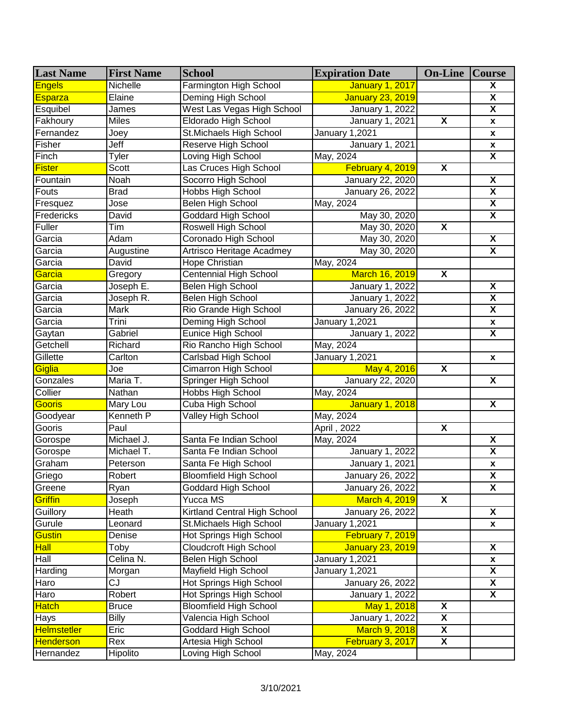| Last Name | First Name | School | Expiration Date | On-Line | Course |
|---|---|---|---|---|---|
| Engels | Nichelle | Farmington High School | January 1, 2017 | | X |
| Esparza | Elaine | Deming High School | January 23, 2019 | | X |
| Esquibel | James | West Las Vegas High School | January 1, 2022 | | X |
| Fakhoury | Miles | Eldorado High School | January 1, 2021 | X | x |
| Fernandez | Joey | St.Michaels High School | January 1,2021 | | x |
| Fisher | Jeff | Reserve High School | January 1, 2021 | | x |
| Finch | Tyler | Loving High School | May, 2024 | | X |
| Fister | Scott | Las Cruces High School | February 4, 2019 | X | |
| Fountain | Noah | Socorro High School | January 22, 2020 | | X |
| Fouts | Brad | Hobbs High School | January 26, 2022 | | X |
| Fresquez | Jose | Belen High School | May, 2024 | | X |
| Fredericks | David | Goddard High School | May 30, 2020 | | X |
| Fuller | Tim | Roswell High School | May 30, 2020 | X | |
| Garcia | Adam | Coronado High School | May 30, 2020 | | X |
| Garcia | Augustine | Artrisco Heritage Acadmey | May 30, 2020 | | X |
| Garcia | David | Hope Christian | May, 2024 | | |
| Garcia | Gregory | Centennial High School | March 16, 2019 | X | |
| Garcia | Joseph E. | Belen High School | January 1, 2022 | | X |
| Garcia | Joseph R. | Belen High School | January 1, 2022 | | X |
| Garcia | Mark | Rio Grande High School | January 26, 2022 | | X |
| Garcia | Trini | Deming High School | January 1,2021 | | x |
| Gaytan | Gabriel | Eunice High School | January 1, 2022 | | X |
| Getchell | Richard | Rio Rancho High School | May, 2024 | | |
| Gillette | Carlton | Carlsbad High School | January 1,2021 | | x |
| Giglia | Joe | Cimarron High School | May 4, 2016 | X | |
| Gonzales | Maria T. | Springer High School | January 22, 2020 | | X |
| Collier | Nathan | Hobbs High School | May, 2024 | | |
| Gooris | Mary Lou | Cuba High School | January 1, 2018 | | X |
| Goodyear | Kenneth P | Valley High School | May, 2024 | | |
| Gooris | Paul | | April , 2022 | X | |
| Gorospe | Michael J. | Santa Fe Indian School | May, 2024 | | X |
| Gorospe | Michael T. | Santa Fe Indian School | January 1, 2022 | | X |
| Graham | Peterson | Santa Fe High School | January 1, 2021 | | x |
| Griego | Robert | Bloomfield High School | January 26, 2022 | | X |
| Greene | Ryan | Goddard High School | January 26, 2022 | | X |
| Griffin | Joseph | Yucca MS | March 4, 2019 | X | |
| Guillory | Heath | Kirtland Central High School | January 26, 2022 | | X |
| Gurule | Leonard | St.Michaels High School | January 1,2021 | | x |
| Gustin | Denise | Hot Springs High School | February 7, 2019 | | |
| Hall | Toby | Cloudcroft High School | January 23, 2019 | | X |
| Hall | Celina N. | Belen High School | January 1,2021 | | x |
| Harding | Morgan | Mayfield High School | January 1,2021 | | X |
| Haro | CJ | Hot Springs High School | January 26, 2022 | | X |
| Haro | Robert | Hot Springs High School | January 1, 2022 | | X |
| Hatch | Bruce | Bloomfield High School | May 1, 2018 | X | |
| Hays | Billy | Valencia High School | January 1, 2022 | X | |
| Helmstetler | Eric | Goddard High School | March 9, 2018 | X | |
| Henderson | Rex | Artesia High School | February 3, 2017 | X | |
| Hernandez | Hipolito | Loving High School | May, 2024 | | |

3/10/2021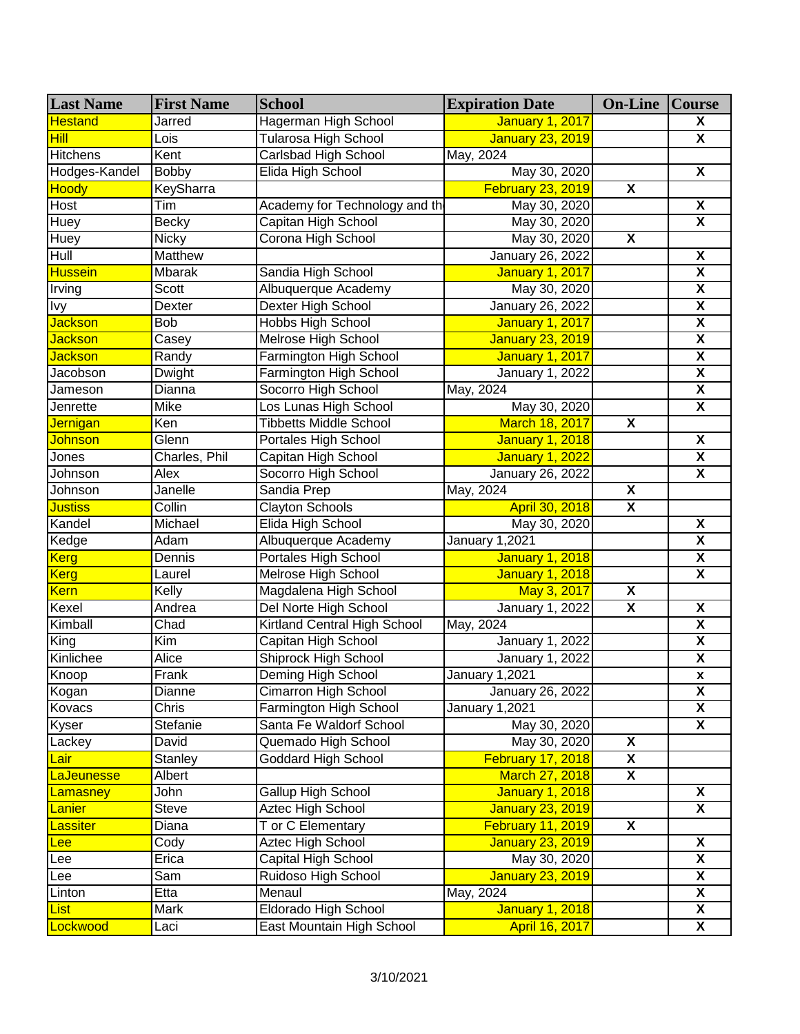| Last Name | First Name | School | Expiration Date | On-Line | Course |
|---|---|---|---|---|---|
| Hestand | Jarred | Hagerman High School | January 1, 2017 | | X |
| Hill | Lois | Tularosa High School | January 23, 2019 | | X |
| Hitchens | Kent | Carlsbad High School | May, 2024 | | |
| Hodges-Kandel | Bobby | Elida High School | May 30, 2020 | | X |
| Hoody | KeySharra | | February 23, 2019 | X | |
| Host | Tim | Academy for Technology and th | May 30, 2020 | | X |
| Huey | Becky | Capitan High School | May 30, 2020 | | X |
| Huey | Nicky | Corona High School | May 30, 2020 | X | |
| Hull | Matthew | | January 26, 2022 | | X |
| Hussein | Mbarak | Sandia High School | January 1, 2017 | | X |
| Irving | Scott | Albuquerque Academy | May 30, 2020 | | X |
| Ivy | Dexter | Dexter High School | January 26, 2022 | | X |
| Jackson | Bob | Hobbs High School | January 1, 2017 | | X |
| Jackson | Casey | Melrose High School | January 23, 2019 | | X |
| Jackson | Randy | Farmington High School | January 1, 2017 | | X |
| Jacobson | Dwight | Farmington High School | January 1, 2022 | | X |
| Jameson | Dianna | Socorro High School | May, 2024 | | X |
| Jenrette | Mike | Los Lunas High School | May 30, 2020 | | X |
| Jernigan | Ken | Tibbetts Middle School | March 18, 2017 | X | |
| Johnson | Glenn | Portales High School | January 1, 2018 | | X |
| Jones | Charles, Phil | Capitan High School | January 1, 2022 | | X |
| Johnson | Alex | Socorro High School | January 26, 2022 | | X |
| Johnson | Janelle | Sandia Prep | May, 2024 | X | |
| Justiss | Collin | Clayton Schools | April 30, 2018 | X | |
| Kandel | Michael | Elida High School | May 30, 2020 | | X |
| Kedge | Adam | Albuquerque Academy | January 1,2021 | | X |
| Kerg | Dennis | Portales High School | January 1, 2018 | | X |
| Kerg | Laurel | Melrose High School | January 1, 2018 | | X |
| Kern | Kelly | Magdalena High School | May 3, 2017 | X | |
| Kexel | Andrea | Del Norte High School | January 1, 2022 | X | X |
| Kimball | Chad | Kirtland Central High School | May, 2024 | | X |
| King | Kim | Capitan High School | January 1, 2022 | | X |
| Kinlichee | Alice | Shiprock High School | January 1, 2022 | | X |
| Knoop | Frank | Deming High School | January 1,2021 | | x |
| Kogan | Dianne | Cimarron High School | January 26, 2022 | | X |
| Kovacs | Chris | Farmington High School | January 1,2021 | | X |
| Kyser | Stefanie | Santa Fe Waldorf School | May 30, 2020 | | X |
| Lackey | David | Quemado High School | May 30, 2020 | X | |
| Lair | Stanley | Goddard High School | February 17, 2018 | X | |
| LaJeunesse | Albert | | March 27, 2018 | X | |
| Lamasney | John | Gallup High School | January 1, 2018 | | X |
| Lanier | Steve | Aztec High School | January 23, 2019 | | X |
| Lassiter | Diana | T or C Elementary | February 11, 2019 | X | |
| Lee | Cody | Aztec High School | January 23, 2019 | | X |
| Lee | Erica | Capital High School | May 30, 2020 | | X |
| Lee | Sam | Ruidoso High School | January 23, 2019 | | X |
| Linton | Etta | Menaul | May, 2024 | | X |
| List | Mark | Eldorado High School | January 1, 2018 | | X |
| Lockwood | Laci | East Mountain High School | April 16, 2017 | | X |

3/10/2021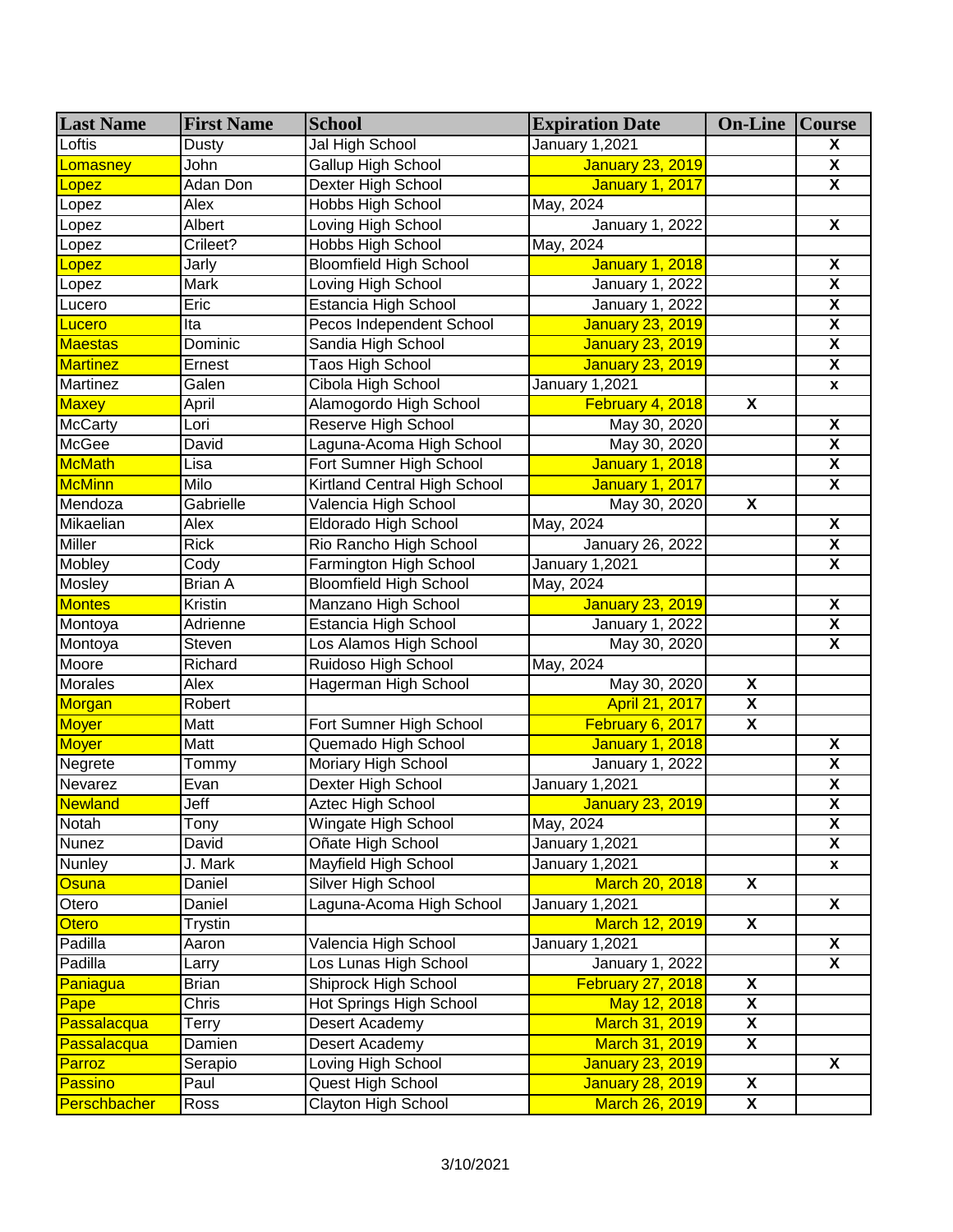| Last Name | First Name | School | Expiration Date | On-Line | Course |
|---|---|---|---|---|---|
| Loftis | Dusty | Jal High School | January 1,2021 | | X |
| Lomasney | John | Gallup High School | January 23, 2019 | | X |
| Lopez | Adan Don | Dexter High School | January 1, 2017 | | X |
| Lopez | Alex | Hobbs High School | May, 2024 | | |
| Lopez | Albert | Loving High School | January 1, 2022 | | X |
| Lopez | Crileet? | Hobbs High School | May, 2024 | | |
| Lopez | Jarly | Bloomfield High School | January 1, 2018 | | X |
| Lopez | Mark | Loving High School | January 1, 2022 | | X |
| Lucero | Eric | Estancia High School | January 1, 2022 | | X |
| Lucero | Ita | Pecos Independent School | January 23, 2019 | | X |
| Maestas | Dominic | Sandia High School | January 23, 2019 | | X |
| Martinez | Ernest | Taos High School | January 23, 2019 | | X |
| Martinez | Galen | Cibola High School | January 1,2021 | | x |
| Maxey | April | Alamogordo High School | February 4, 2018 | X | |
| McCarty | Lori | Reserve High School | May 30, 2020 | | X |
| McGee | David | Laguna-Acoma High School | May 30, 2020 | | X |
| McMath | Lisa | Fort Sumner High School | January 1, 2018 | | X |
| McMinn | Milo | Kirtland Central High School | January 1, 2017 | | X |
| Mendoza | Gabrielle | Valencia High School | May 30, 2020 | X | |
| Mikaelian | Alex | Eldorado High School | May, 2024 | | X |
| Miller | Rick | Rio Rancho High School | January 26, 2022 | | X |
| Mobley | Cody | Farmington High School | January 1,2021 | | X |
| Mosley | Brian A | Bloomfield High School | May, 2024 | | |
| Montes | Kristin | Manzano High School | January 23, 2019 | | X |
| Montoya | Adrienne | Estancia High School | January 1, 2022 | | X |
| Montoya | Steven | Los Alamos High School | May 30, 2020 | | X |
| Moore | Richard | Ruidoso High School | May, 2024 | | |
| Morales | Alex | Hagerman High School | May 30, 2020 | X | |
| Morgan | Robert | | April 21, 2017 | X | |
| Moyer | Matt | Fort Sumner High School | February 6, 2017 | X | |
| Moyer | Matt | Quemado High School | January 1, 2018 | | X |
| Negrete | Tommy | Moriary High School | January 1, 2022 | | X |
| Nevarez | Evan | Dexter High School | January 1,2021 | | X |
| Newland | Jeff | Aztec High School | January 23, 2019 | | X |
| Notah | Tony | Wingate High School | May, 2024 | | X |
| Nunez | David | Oñate High School | January 1,2021 | | X |
| Nunley | J. Mark | Mayfield High School | January 1,2021 | | x |
| Osuna | Daniel | Silver High School | March 20, 2018 | X | |
| Otero | Daniel | Laguna-Acoma High School | January 1,2021 | | X |
| Otero | Trystin | | March 12, 2019 | X | |
| Padilla | Aaron | Valencia High School | January 1,2021 | | X |
| Padilla | Larry | Los Lunas High School | January 1, 2022 | | X |
| Paniagua | Brian | Shiprock High School | February 27, 2018 | X | |
| Pape | Chris | Hot Springs High School | May 12, 2018 | X | |
| Passalacqua | Terry | Desert Academy | March 31, 2019 | X | |
| Passalacqua | Damien | Desert Academy | March 31, 2019 | X | |
| Parroz | Serapio | Loving High School | January 23, 2019 | | X |
| Passino | Paul | Quest High School | January 28, 2019 | X | |
| Perschbacher | Ross | Clayton High School | March 26, 2019 | X | |

3/10/2021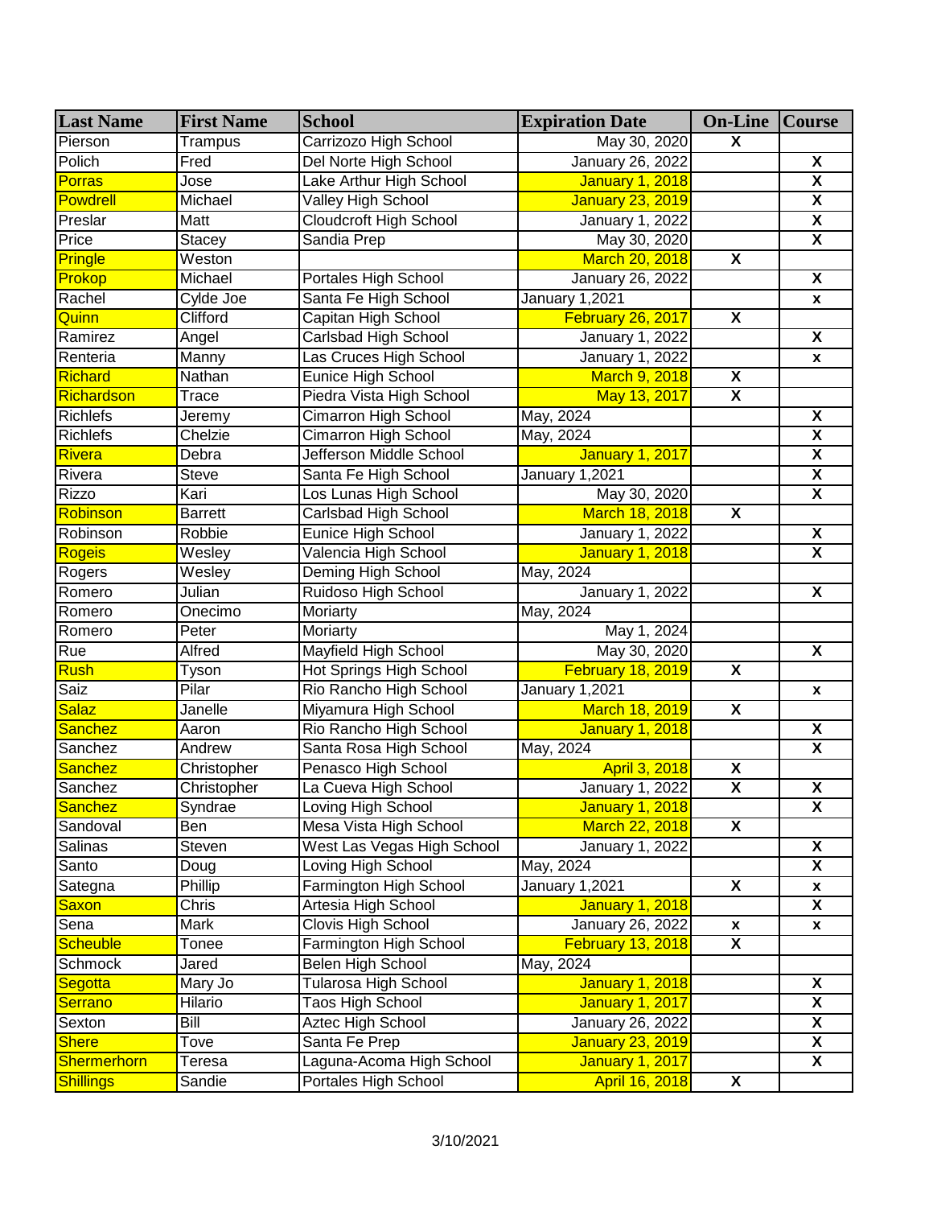| Last Name | First Name | School | Expiration Date | On-Line | Course |
|---|---|---|---|---|---|
| Pierson | Trampus | Carrizozo High School | May 30, 2020 | X | |
| Polich | Fred | Del Norte High School | January 26, 2022 | | X |
| Porras | Jose | Lake Arthur High School | January 1, 2018 | | X |
| Powdrell | Michael | Valley High School | January 23, 2019 | | X |
| Preslar | Matt | Cloudcroft High School | January 1, 2022 | | X |
| Price | Stacey | Sandia Prep | May 30, 2020 | | X |
| Pringle | Weston | | March 20, 2018 | X | |
| Prokop | Michael | Portales High School | January 26, 2022 | | X |
| Rachel | Cylde Joe | Santa Fe High School | January 1,2021 | | x |
| Quinn | Clifford | Capitan High School | February 26, 2017 | X | |
| Ramirez | Angel | Carlsbad High School | January 1, 2022 | | X |
| Renteria | Manny | Las Cruces High School | January 1, 2022 | | x |
| Richard | Nathan | Eunice High School | March 9, 2018 | X | |
| Richardson | Trace | Piedra Vista High School | May 13, 2017 | X | |
| Richlefs | Jeremy | Cimarron High School | May, 2024 | | X |
| Richlefs | Chelzie | Cimarron High School | May, 2024 | | X |
| Rivera | Debra | Jefferson Middle School | January 1, 2017 | | X |
| Rivera | Steve | Santa Fe High School | January 1,2021 | | X |
| Rizzo | Kari | Los Lunas High School | May 30, 2020 | | X |
| Robinson | Barrett | Carlsbad High School | March 18, 2018 | X | |
| Robinson | Robbie | Eunice High School | January 1, 2022 | | X |
| Rogeis | Wesley | Valencia High School | January 1, 2018 | | X |
| Rogers | Wesley | Deming High School | May, 2024 | | |
| Romero | Julian | Ruidoso High School | January 1, 2022 | | X |
| Romero | Onecimo | Moriarty | May, 2024 | | |
| Romero | Peter | Moriarty | May 1, 2024 | | |
| Rue | Alfred | Mayfield High School | May 30, 2020 | | X |
| Rush | Tyson | Hot Springs High School | February 18, 2019 | X | |
| Saiz | Pilar | Rio Rancho High School | January 1,2021 | | x |
| Salaz | Janelle | Miyamura High School | March 18, 2019 | X | |
| Sanchez | Aaron | Rio Rancho High School | January 1, 2018 | | X |
| Sanchez | Andrew | Santa Rosa High School | May, 2024 | | X |
| Sanchez | Christopher | Penasco High School | April 3, 2018 | X | |
| Sanchez | Christopher | La Cueva High School | January 1, 2022 | X | X |
| Sanchez | Syndrae | Loving High School | January 1, 2018 | | X |
| Sandoval | Ben | Mesa Vista High School | March 22, 2018 | X | |
| Salinas | Steven | West Las Vegas High School | January 1, 2022 | | X |
| Santo | Doug | Loving High School | May, 2024 | | X |
| Sategna | Phillip | Farmington High School | January 1,2021 | X | x |
| Saxon | Chris | Artesia High School | January 1, 2018 | | X |
| Sena | Mark | Clovis High School | January 26, 2022 | x | x |
| Scheuble | Tonee | Farmington High School | February 13, 2018 | X | |
| Schmock | Jared | Belen High School | May, 2024 | | |
| Segotta | Mary Jo | Tularosa High School | January 1, 2018 | | X |
| Serrano | Hilario | Taos High School | January 1, 2017 | | X |
| Sexton | Bill | Aztec High School | January 26, 2022 | | X |
| Shere | Tove | Santa Fe Prep | January 23, 2019 | | X |
| Shermerhorn | Teresa | Laguna-Acoma High School | January 1, 2017 | | X |
| Shillings | Sandie | Portales High School | April 16, 2018 | X | |

3/10/2021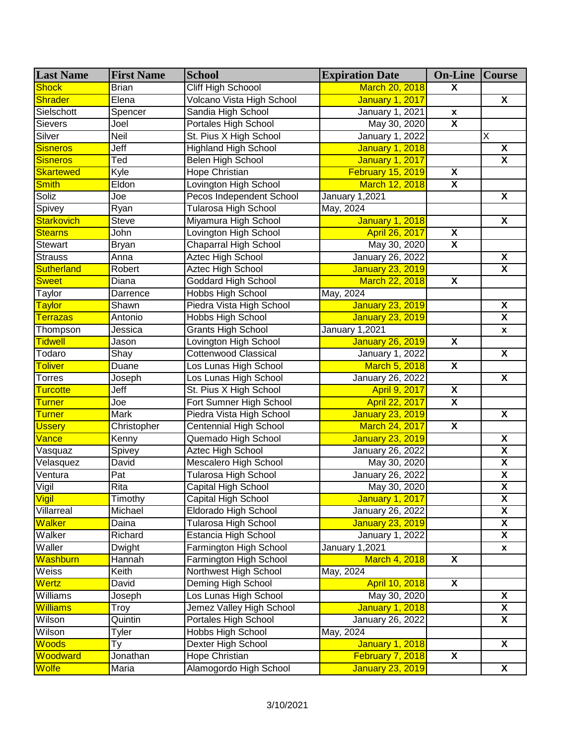| Last Name | First Name | School | Expiration Date | On-Line | Course |
|---|---|---|---|---|---|
| Shock | Brian | Cliff High Schoool | March 20, 2018 | X | |
| Shrader | Elena | Volcano Vista High School | January 1, 2017 | | X |
| Sielschott | Spencer | Sandia High School | January 1, 2021 | x | |
| Sievers | Joel | Portales High School | May 30, 2020 | X | |
| Silver | Neil | St. Pius X High School | January 1, 2022 | | X |
| Sisneros | Jeff | Highland High School | January 1, 2018 | | X |
| Sisneros | Ted | Belen High School | January 1, 2017 | | X |
| Skartewed | Kyle | Hope Christian | February 15, 2019 | X | |
| Smith | Eldon | Lovington High School | March 12, 2018 | X | |
| Soliz | Joe | Pecos Independent School | January 1,2021 | | X |
| Spivey | Ryan | Tularosa High School | May, 2024 | | |
| Starkovich | Steve | Miyamura High School | January 1, 2018 | | X |
| Stearns | John | Lovington High School | April 26, 2017 | X | |
| Stewart | Bryan | Chaparral High School | May 30, 2020 | X | |
| Strauss | Anna | Aztec High School | January 26, 2022 | | X |
| Sutherland | Robert | Aztec High School | January 23, 2019 | | X |
| Sweet | Diana | Goddard High School | March 22, 2018 | X | |
| Taylor | Darrence | Hobbs High School | May, 2024 | | |
| Taylor | Shawn | Piedra Vista High School | January 23, 2019 | | X |
| Terrazas | Antonio | Hobbs High School | January 23, 2019 | | X |
| Thompson | Jessica | Grants High School | January 1,2021 | | x |
| Tidwell | Jason | Lovington High School | January 26, 2019 | X | |
| Todaro | Shay | Cottenwood Classical | January 1, 2022 | | X |
| Toliver | Duane | Los Lunas High School | March 5, 2018 | X | |
| Torres | Joseph | Los Lunas High School | January 26, 2022 | | X |
| Turcotte | Jeff | St. Pius X High School | April 9, 2017 | X | |
| Turner | Joe | Fort Sumner High School | April 22, 2017 | X | |
| Turner | Mark | Piedra Vista High School | January 23, 2019 | | X |
| Ussery | Christopher | Centennial High School | March 24, 2017 | X | |
| Vance | Kenny | Quemado High School | January 23, 2019 | | X |
| Vasquaz | Spivey | Aztec High School | January 26, 2022 | | X |
| Velasquez | David | Mescalero High School | May 30, 2020 | | X |
| Ventura | Pat | Tularosa High School | January 26, 2022 | | X |
| Vigil | Rita | Capital High School | May 30, 2020 | | X |
| Vigil | Timothy | Capital High School | January 1, 2017 | | X |
| Villarreal | Michael | Eldorado High School | January 26, 2022 | | X |
| Walker | Daina | Tularosa High School | January 23, 2019 | | X |
| Walker | Richard | Estancia High School | January 1, 2022 | | X |
| Waller | Dwight | Farmington High School | January 1,2021 | | x |
| Washburn | Hannah | Farmington High School | March 4, 2018 | X | |
| Weiss | Keith | Northwest High School | May, 2024 | | |
| Wertz | David | Deming High School | April 10, 2018 | X | |
| Williams | Joseph | Los Lunas High School | May 30, 2020 | | X |
| Williams | Troy | Jemez Valley High School | January 1, 2018 | | X |
| Wilson | Quintin | Portales High School | January 26, 2022 | | X |
| Wilson | Tyler | Hobbs High School | May, 2024 | | |
| Woods | Ty | Dexter High School | January 1, 2018 | | X |
| Woodward | Jonathan | Hope Christian | February 7, 2018 | X | |
| Wolfe | Maria | Alamogordo High School | January 23, 2019 | | X |

3/10/2021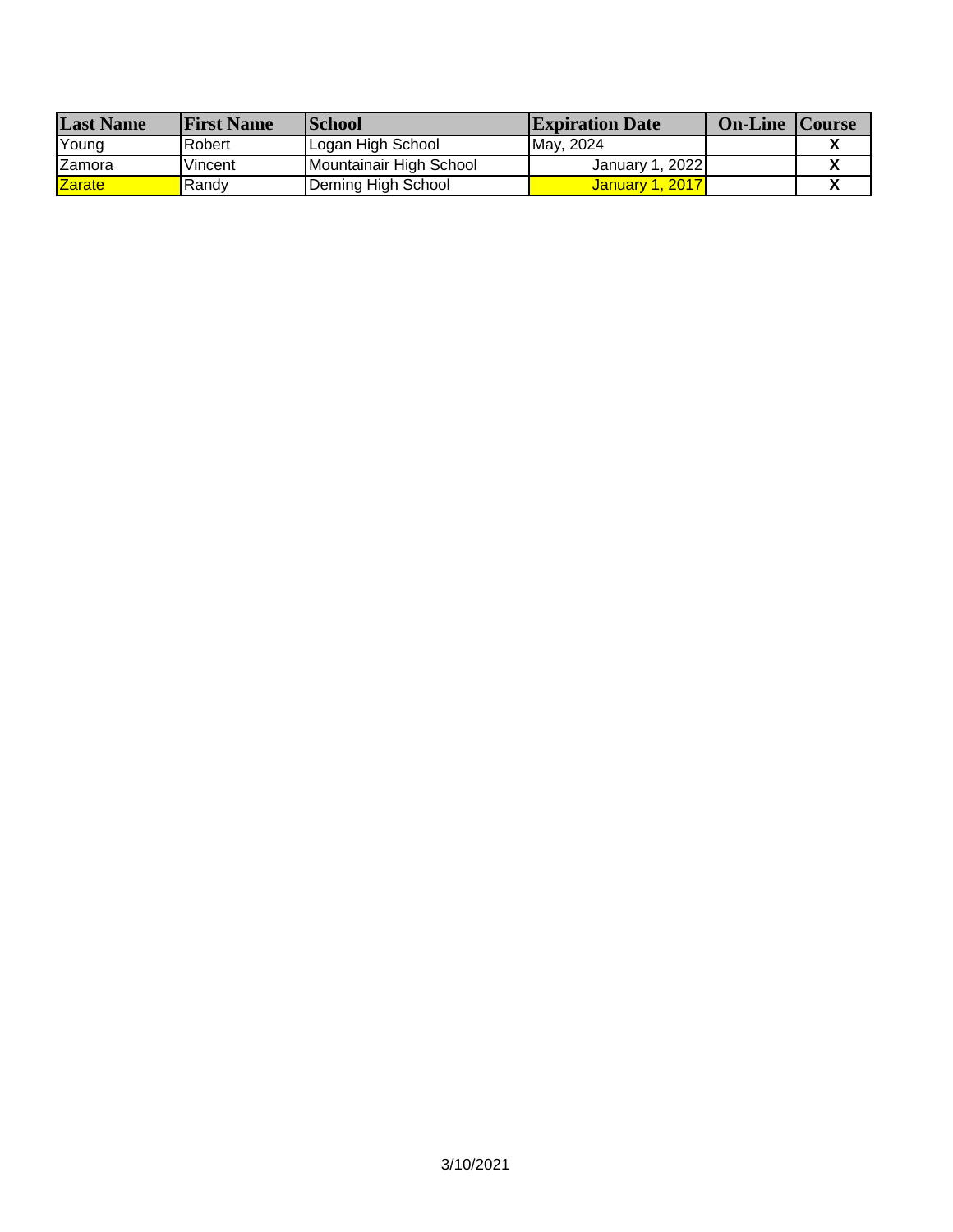| Last Name | First Name | School | Expiration Date | On-Line | Course |
|---|---|---|---|---|---|
| Young | Robert | Logan High School | May, 2024 | | X |
| Zamora | Vincent | Mountainair High School | January 1, 2022 | | X |
| Zarate | Randy | Deming High School | January 1, 2017 | | X |

3/10/2021